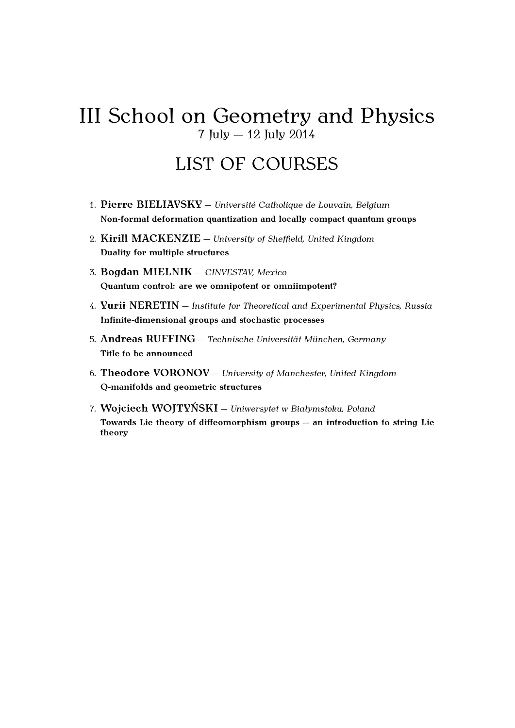# III School on Geometry and Physics

7 July — 12 July 2014

## LIST OF COURSES

1. **Pierre BIELIAVSKY** — *Université Catholique de Louvain, Belgium*
   **Non-formal deformation quantization and locally compact quantum groups**
2. **Kirill MACKENZIE** — *University of Sheffield, United Kingdom*
   **Duality for multiple structures**
3. **Bogdan MIELNIK** — *CINVESTAV, Mexico*
   **Quantum control: are we omnipotent or omniimpotent?**
4. **Yurii NERETIN** — *Institute for Theoretical and Experimental Physics, Russia*
   **Infinite-dimensional groups and stochastic processes**
5. **Andreas RUFFING** — *Technische Universität München, Germany*
   **Title to be announced**
6. **Theodore VORONOV** — *University of Manchester, United Kingdom*
   **Q-manifolds and geometric structures**
7. **Wojciech WOJTYŃSKI** — *Uniwersytet w Białymstoku, Poland*
   **Towards Lie theory of diffeomorphism groups — an introduction to string Lie theory**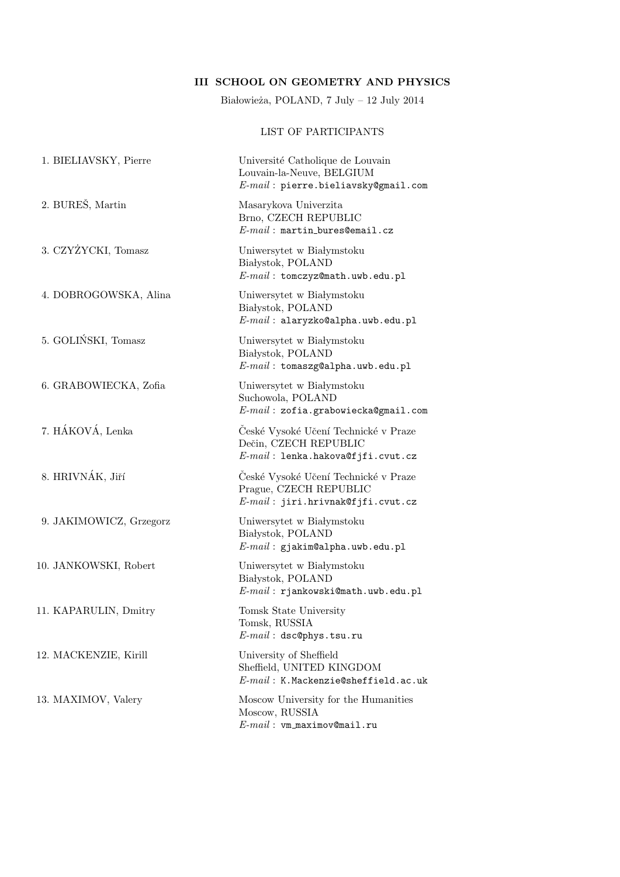**III SCHOOL ON GEOMETRY AND PHYSICS**

Białowieża, POLAND, 7 July – 12 July 2014

LIST OF PARTICIPANTS

1. BIELIAVSKY, Pierre — Université Catholique de Louvain, Louvain-la-Neuve, BELGIUM, *E-mail* : `pierre.bieliavsky@gmail.com`

2. BUREŠ, Martin — Masarykova Univerzita, Brno, CZECH REPUBLIC, *E-mail* : `martin_bures@email.cz`

3. CZYŻYCKI, Tomasz — Uniwersytet w Białymstoku, Białystok, POLAND, *E-mail* : `tomczyz@math.uwb.edu.pl`

4. DOBROGOWSKA, Alina — Uniwersytet w Białymstoku, Białystok, POLAND, *E-mail* : `alaryzko@alpha.uwb.edu.pl`

5. GOLIŃSKI, Tomasz — Uniwersytet w Białymstoku, Białystok, POLAND, *E-mail* : `tomaszg@alpha.uwb.edu.pl`

6. GRABOWIECKA, Zofia — Uniwersytet w Białymstoku, Suchowola, POLAND, *E-mail* : `zofia.grabowiecka@gmail.com`

7. HÁKOVÁ, Lenka — České Vysoké Učení Technické v Praze, Dečin, CZECH REPUBLIC, *E-mail* : `lenka.hakova@fjfi.cvut.cz`

8. HRIVNÁK, Jiří — České Vysoké Učení Technické v Praze, Prague, CZECH REPUBLIC, *E-mail* : `jiri.hrivnak@fjfi.cvut.cz`

9. JAKIMOWICZ, Grzegorz — Uniwersytet w Białymstoku, Białystok, POLAND, *E-mail* : `gjakim@alpha.uwb.edu.pl`

10. JANKOWSKI, Robert — Uniwersytet w Białymstoku, Białystok, POLAND, *E-mail* : `rjankowski@math.uwb.edu.pl`

11. KAPARULIN, Dmitry — Tomsk State University, Tomsk, RUSSIA, *E-mail* : `dsc@phys.tsu.ru`

12. MACKENZIE, Kirill — University of Sheffield, Sheffield, UNITED KINGDOM, *E-mail* : `K.Mackenzie@sheffield.ac.uk`

13. MAXIMOV, Valery — Moscow University for the Humanities, Moscow, RUSSIA, *E-mail* : `vm_maximov@mail.ru`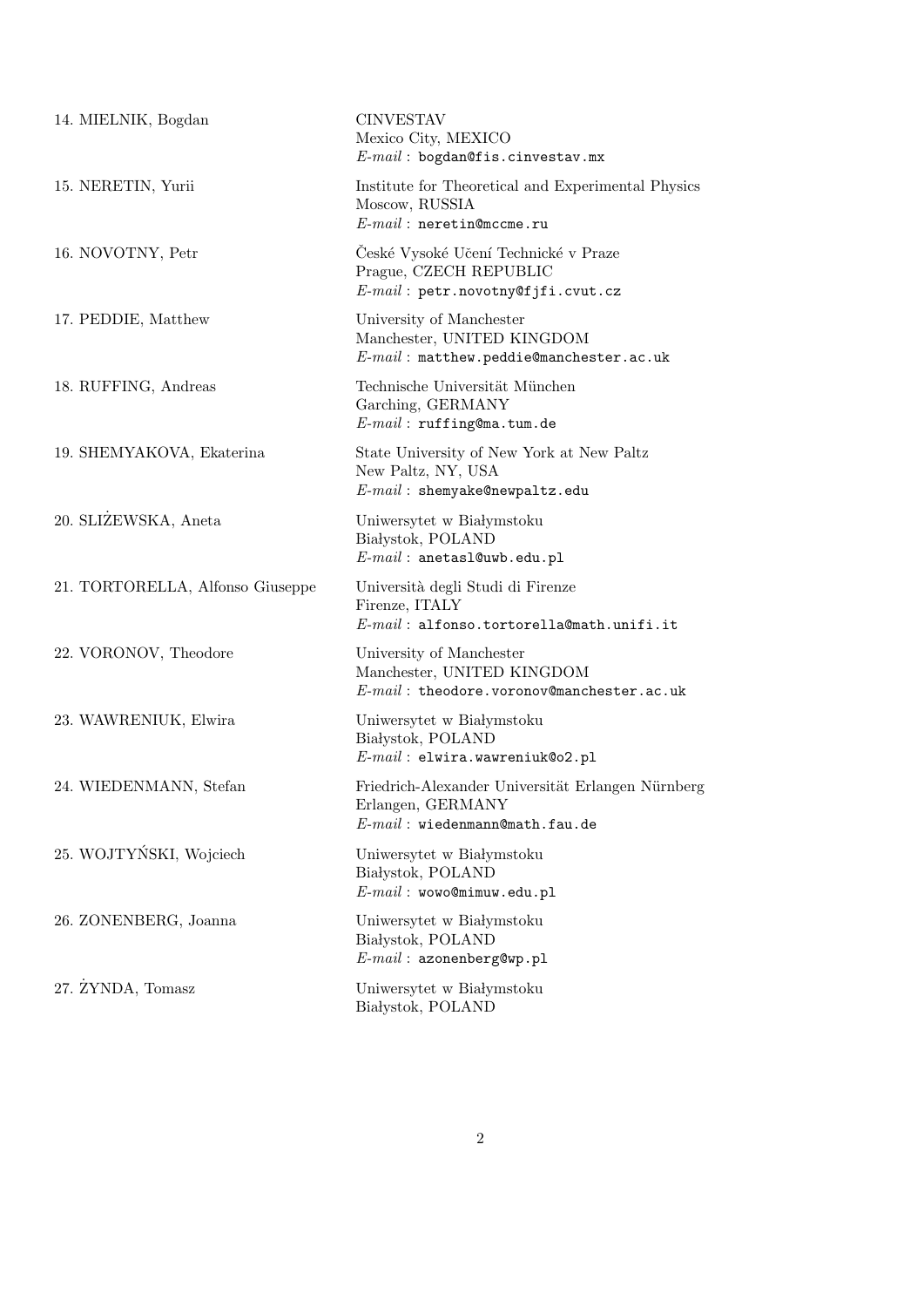14. MIELNIK, Bogdan
CINVESTAV
Mexico City, MEXICO
*E-mail* : `bogdan@fis.cinvestav.mx`

15. NERETIN, Yurii
Institute for Theoretical and Experimental Physics
Moscow, RUSSIA
*E-mail* : `neretin@mccme.ru`

16. NOVOTNY, Petr
České Vysoké Učení Technické v Praze
Prague, CZECH REPUBLIC
*E-mail* : `petr.novotny@fjfi.cvut.cz`

17. PEDDIE, Matthew
University of Manchester
Manchester, UNITED KINGDOM
*E-mail* : `matthew.peddie@manchester.ac.uk`

18. RUFFING, Andreas
Technische Universität München
Garching, GERMANY
*E-mail* : `ruffing@ma.tum.de`

19. SHEMYAKOVA, Ekaterina
State University of New York at New Paltz
New Paltz, NY, USA
*E-mail* : `shemyake@newpaltz.edu`

20. SLIŻEWSKA, Aneta
Uniwersytet w Białymstoku
Białystok, POLAND
*E-mail* : `anetasl@uwb.edu.pl`

21. TORTORELLA, Alfonso Giuseppe
Università degli Studi di Firenze
Firenze, ITALY
*E-mail* : `alfonso.tortorella@math.unifi.it`

22. VORONOV, Theodore
University of Manchester
Manchester, UNITED KINGDOM
*E-mail* : `theodore.voronov@manchester.ac.uk`

23. WAWRENIUK, Elwira
Uniwersytet w Białymstoku
Białystok, POLAND
*E-mail* : `elwira.wawreniuk@o2.pl`

24. WIEDENMANN, Stefan
Friedrich-Alexander Universität Erlangen Nürnberg
Erlangen, GERMANY
*E-mail* : `wiedenmann@math.fau.de`

25. WOJTYŃSKI, Wojciech
Uniwersytet w Białymstoku
Białystok, POLAND
*E-mail* : `wowo@mimuw.edu.pl`

26. ZONENBERG, Joanna
Uniwersytet w Białymstoku
Białystok, POLAND
*E-mail* : `azonenberg@wp.pl`

27. ŻYNDA, Tomasz
Uniwersytet w Białymstoku
Białystok, POLAND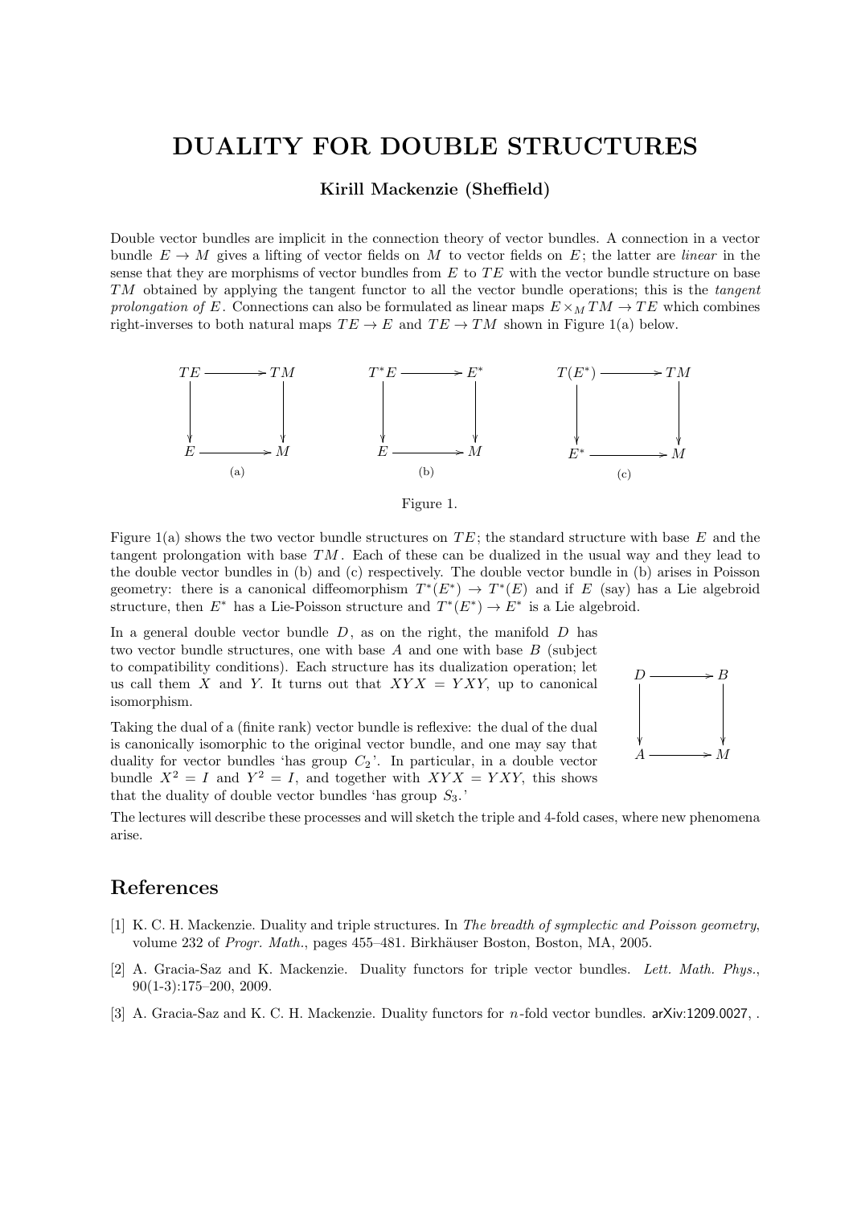# DUALITY FOR DOUBLE STRUCTURES

**Kirill Mackenzie (Sheffield)**

Double vector bundles are implicit in the connection theory of vector bundles. A connection in a vector bundle $E \to M$ gives a lifting of vector fields on $M$ to vector fields on $E$; the latter are *linear* in the sense that they are morphisms of vector bundles from $E$ to $TE$ with the vector bundle structure on base $TM$ obtained by applying the tangent functor to all the vector bundle operations; this is the *tangent prolongation of* $E$. Connections can also be formulated as linear maps $E \times_M TM \to TE$ which combines right-inverses to both natural maps $TE \to E$ and $TE \to TM$ shown in Figure 1(a) below.

$$
\begin{array}{ccc}
TE & \longrightarrow & TM \\
\downarrow & & \downarrow \\
E & \longrightarrow & M
\end{array}
\qquad
\begin{array}{ccc}
T^*E & \longrightarrow & E^* \\
\downarrow & & \downarrow \\
E & \longrightarrow & M
\end{array}
\qquad
\begin{array}{ccc}
T(E^*) & \longrightarrow & TM \\
\downarrow & & \downarrow \\
E^* & \longrightarrow & M
\end{array}
$$

(a) (b) (c)

Figure 1.

Figure 1(a) shows the two vector bundle structures on $TE$; the standard structure with base $E$ and the tangent prolongation with base $TM$. Each of these can be dualized in the usual way and they lead to the double vector bundles in (b) and (c) respectively. The double vector bundle in (b) arises in Poisson geometry: there is a canonical diffeomorphism $T^*(E^*) \to T^*(E)$ and if $E$ (say) has a Lie algebroid structure, then $E^*$ has a Lie-Poisson structure and $T^*(E^*) \to E^*$ is a Lie algebroid.

In a general double vector bundle $D$, as on the right, the manifold $D$ has two vector bundle structures, one with base $A$ and one with base $B$ (subject to compatibility conditions). Each structure has its dualization operation; let us call them $X$ and $Y$. It turns out that $XYX = YXY$, up to canonical isomorphism.

$$
\begin{array}{ccc}
D & \longrightarrow & B \\
\downarrow & & \downarrow \\
A & \longrightarrow & M
\end{array}
$$

Taking the dual of a (finite rank) vector bundle is reflexive: the dual of the dual is canonically isomorphic to the original vector bundle, and one may say that duality for vector bundles 'has group $C_2$'. In particular, in a double vector bundle $X^2 = I$ and $Y^2 = I$, and together with $XYX = YXY$, this shows that the duality of double vector bundles 'has group $S_3$.'

The lectures will describe these processes and will sketch the triple and 4-fold cases, where new phenomena arise.

## References

[1] K. C. H. Mackenzie. Duality and triple structures. In *The breadth of symplectic and Poisson geometry*, volume 232 of *Progr. Math.*, pages 455–481. Birkhäuser Boston, Boston, MA, 2005.

[2] A. Gracia-Saz and K. Mackenzie. Duality functors for triple vector bundles. *Lett. Math. Phys.*, 90(1-3):175–200, 2009.

[3] A. Gracia-Saz and K. C. H. Mackenzie. Duality functors for $n$-fold vector bundles. arXiv:1209.0027, .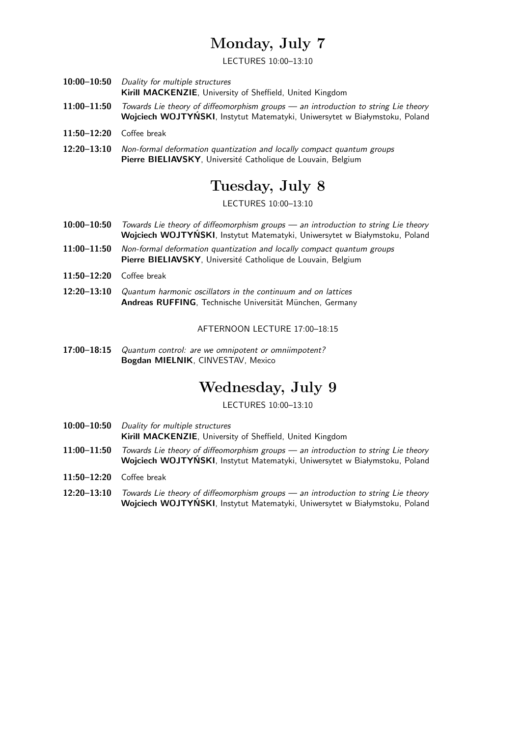# Monday, July 7

LECTURES 10:00–13:10

**10:00–10:50** *Duality for multiple structures*
**Kirill MACKENZIE**, University of Sheffield, United Kingdom

**11:00–11:50** *Towards Lie theory of diffeomorphism groups — an introduction to string Lie theory*
**Wojciech WOJTYŃSKI**, Instytut Matematyki, Uniwersytet w Białymstoku, Poland

**11:50–12:20** Coffee break

**12:20–13:10** *Non-formal deformation quantization and locally compact quantum groups*
**Pierre BIELIAVSKY**, Université Catholique de Louvain, Belgium

# Tuesday, July 8

LECTURES 10:00–13:10

**10:00–10:50** *Towards Lie theory of diffeomorphism groups — an introduction to string Lie theory*
**Wojciech WOJTYŃSKI**, Instytut Matematyki, Uniwersytet w Białymstoku, Poland

**11:00–11:50** *Non-formal deformation quantization and locally compact quantum groups*
**Pierre BIELIAVSKY**, Université Catholique de Louvain, Belgium

**11:50–12:20** Coffee break

**12:20–13:10** *Quantum harmonic oscillators in the continuum and on lattices*
**Andreas RUFFING**, Technische Universität München, Germany

AFTERNOON LECTURE 17:00–18:15

**17:00–18:15** *Quantum control: are we omnipotent or omniimpotent?*
**Bogdan MIELNIK**, CINVESTAV, Mexico

# Wednesday, July 9

LECTURES 10:00–13:10

**10:00–10:50** *Duality for multiple structures*
**Kirill MACKENZIE**, University of Sheffield, United Kingdom

**11:00–11:50** *Towards Lie theory of diffeomorphism groups — an introduction to string Lie theory*
**Wojciech WOJTYŃSKI**, Instytut Matematyki, Uniwersytet w Białymstoku, Poland

**11:50–12:20** Coffee break

**12:20–13:10** *Towards Lie theory of diffeomorphism groups — an introduction to string Lie theory*
**Wojciech WOJTYŃSKI**, Instytut Matematyki, Uniwersytet w Białymstoku, Poland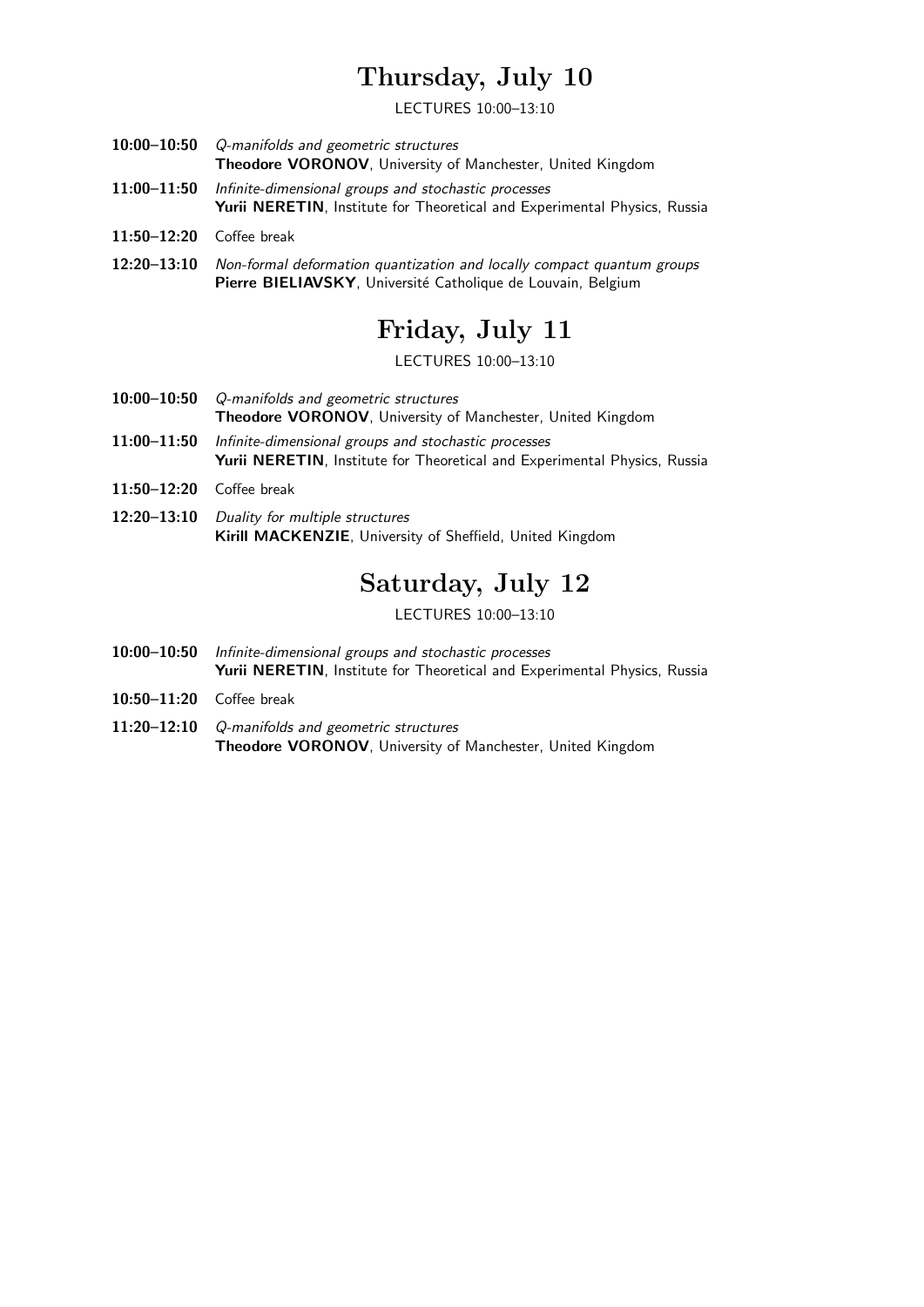## Thursday, July 10

LECTURES 10:00–13:10

**10:00–10:50** *Q-manifolds and geometric structures*
**Theodore VORONOV**, University of Manchester, United Kingdom

**11:00–11:50** *Infinite-dimensional groups and stochastic processes*
**Yurii NERETIN**, Institute for Theoretical and Experimental Physics, Russia

**11:50–12:20** Coffee break

**12:20–13:10** *Non-formal deformation quantization and locally compact quantum groups*
**Pierre BIELIAVSKY**, Université Catholique de Louvain, Belgium

## Friday, July 11

LECTURES 10:00–13:10

**10:00–10:50** *Q-manifolds and geometric structures*
**Theodore VORONOV**, University of Manchester, United Kingdom

**11:00–11:50** *Infinite-dimensional groups and stochastic processes*
**Yurii NERETIN**, Institute for Theoretical and Experimental Physics, Russia

**11:50–12:20** Coffee break

**12:20–13:10** *Duality for multiple structures*
**Kirill MACKENZIE**, University of Sheffield, United Kingdom

## Saturday, July 12

LECTURES 10:00–13:10

**10:00–10:50** *Infinite-dimensional groups and stochastic processes*
**Yurii NERETIN**, Institute for Theoretical and Experimental Physics, Russia

**10:50–11:20** Coffee break

**11:20–12:10** *Q-manifolds and geometric structures*
**Theodore VORONOV**, University of Manchester, United Kingdom